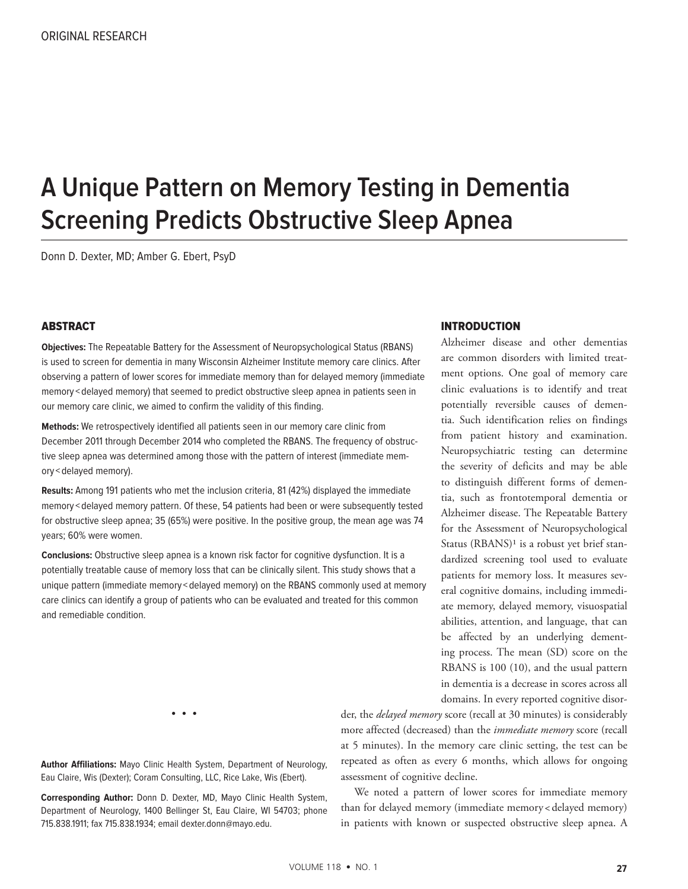ORIGINAL RESEARCH

# A Unique Pattern on Memory Testing in Dementia Screening Predicts Obstructive Sleep Apnea

Donn D. Dexter, MD; Amber G. Ebert, PsyD

## ABSTRACT

**Objectives:** The Repeatable Battery for the Assessment of Neuropsychological Status (RBANS) is used to screen for dementia in many Wisconsin Alzheimer Institute memory care clinics. After observing a pattern of lower scores for immediate memory than for delayed memory (immediate memory < delayed memory) that seemed to predict obstructive sleep apnea in patients seen in our memory care clinic, we aimed to confirm the validity of this finding.

**Methods:** We retrospectively identified all patients seen in our memory care clinic from December 2011 through December 2014 who completed the RBANS. The frequency of obstructive sleep apnea was determined among those with the pattern of interest (immediate memory < delayed memory).

**Results:** Among 191 patients who met the inclusion criteria, 81 (42%) displayed the immediate memory < delayed memory pattern. Of these, 54 patients had been or were subsequently tested for obstructive sleep apnea; 35 (65%) were positive. In the positive group, the mean age was 74 years; 60% were women.

**Conclusions:** Obstructive sleep apnea is a known risk factor for cognitive dysfunction. It is a potentially treatable cause of memory loss that can be clinically silent. This study shows that a unique pattern (immediate memory < delayed memory) on the RBANS commonly used at memory care clinics can identify a group of patients who can be evaluated and treated for this common and remediable condition.

• • •

**Author Affiliations:** Mayo Clinic Health System, Department of Neurology, Eau Claire, Wis (Dexter); Coram Consulting, LLC, Rice Lake, Wis (Ebert).

**Corresponding Author:** Donn D. Dexter, MD, Mayo Clinic Health System, Department of Neurology, 1400 Bellinger St, Eau Claire, WI 54703; phone 715.838.1911; fax 715.838.1934; email dexter.donn@mayo.edu.

## INTRODUCTION

Alzheimer disease and other dementias are common disorders with limited treatment options. One goal of memory care clinic evaluations is to identify and treat potentially reversible causes of dementia. Such identification relies on findings from patient history and examination. Neuropsychiatric testing can determine the severity of deficits and may be able to distinguish different forms of dementia, such as frontotemporal dementia or Alzheimer disease. The Repeatable Battery for the Assessment of Neuropsychological Status (RBANS)[1] is a robust yet brief standardized screening tool used to evaluate patients for memory loss. It measures several cognitive domains, including immediate memory, delayed memory, visuospatial abilities, attention, and language, that can be affected by an underlying dementing process. The mean (SD) score on the RBANS is 100 (10), and the usual pattern in dementia is a decrease in scores across all domains. In every reported cognitive disorder, the *delayed memory* score (recall at 30 minutes) is considerably more affected (decreased) than the *immediate memory* score (recall at 5 minutes). In the memory care clinic setting, the test can be repeated as often as every 6 months, which allows for ongoing assessment of cognitive decline.

We noted a pattern of lower scores for immediate memory than for delayed memory (immediate memory < delayed memory) in patients with known or suspected obstructive sleep apnea. A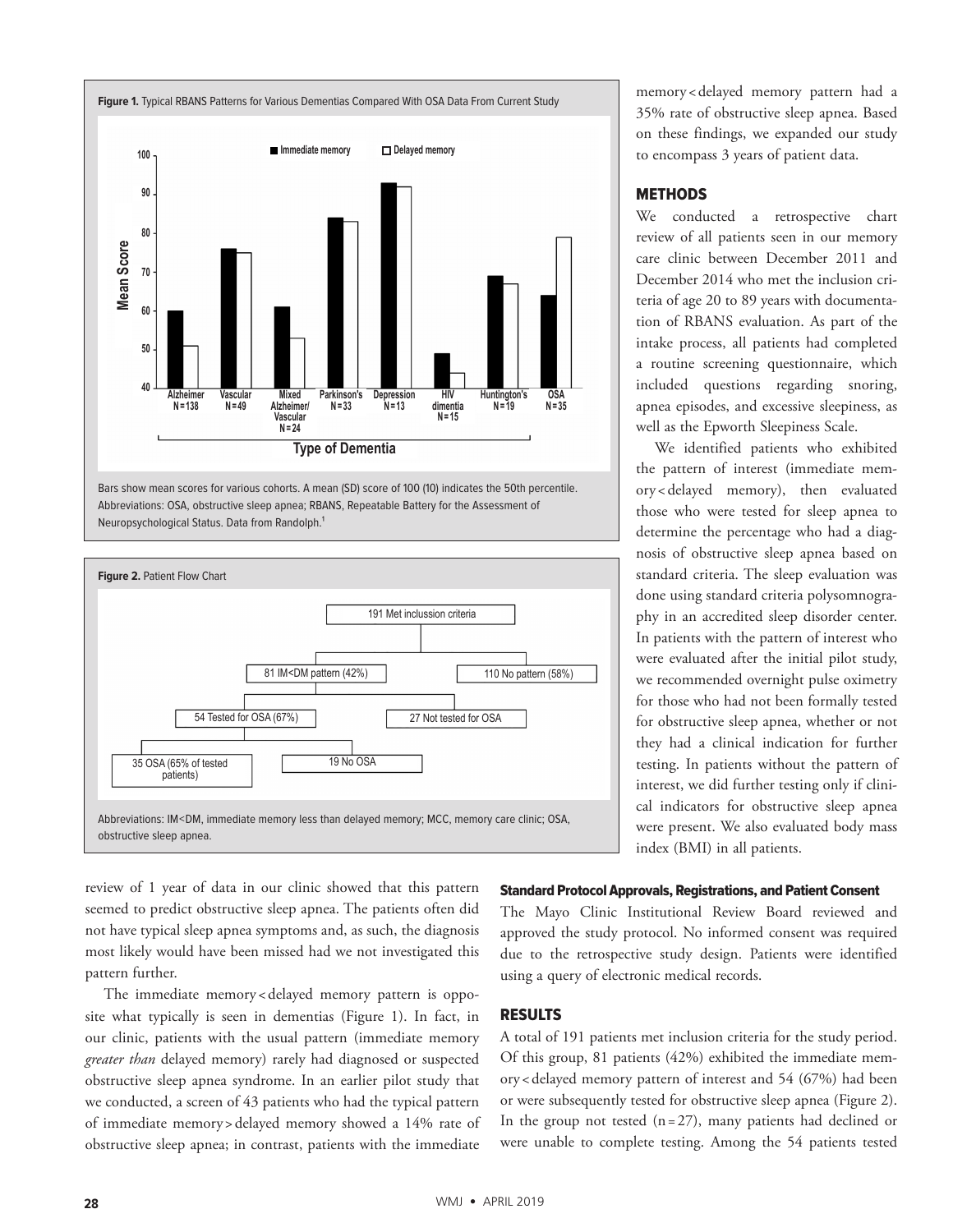**Figure 1.** Typical RBANS Patterns for Various Dementias Compared With OSA Data From Current Study

Bars show mean scores for various cohorts. A mean (SD) score of 100 (10) indicates the 50th percentile. Abbreviations: OSA, obstructive sleep apnea; RBANS, Repeatable Battery for the Assessment of Neuropsychological Status. Data from Randolph.[1]

**Figure 2.** Patient Flow Chart

Abbreviations: IM<DM, immediate memory less than delayed memory; MCC, memory care clinic; OSA, obstructive sleep apnea.

review of 1 year of data in our clinic showed that this pattern seemed to predict obstructive sleep apnea. The patients often did not have typical sleep apnea symptoms and, as such, the diagnosis most likely would have been missed had we not investigated this pattern further.

The immediate memory < delayed memory pattern is opposite what typically is seen in dementias (Figure 1). In fact, in our clinic, patients with the usual pattern (immediate memory *greater than* delayed memory) rarely had diagnosed or suspected obstructive sleep apnea syndrome. In an earlier pilot study that we conducted, a screen of 43 patients who had the typical pattern of immediate memory > delayed memory showed a 14% rate of obstructive sleep apnea; in contrast, patients with the immediate memory < delayed memory pattern had a 35% rate of obstructive sleep apnea. Based on these findings, we expanded our study to encompass 3 years of patient data.

## METHODS

We conducted a retrospective chart review of all patients seen in our memory care clinic between December 2011 and December 2014 who met the inclusion criteria of age 20 to 89 years with documentation of RBANS evaluation. As part of the intake process, all patients had completed a routine screening questionnaire, which included questions regarding snoring, apnea episodes, and excessive sleepiness, as well as the Epworth Sleepiness Scale.

We identified patients who exhibited the pattern of interest (immediate memory < delayed memory), then evaluated those who were tested for sleep apnea to determine the percentage who had a diagnosis of obstructive sleep apnea based on standard criteria. The sleep evaluation was done using standard criteria polysomnography in an accredited sleep disorder center. In patients with the pattern of interest who were evaluated after the initial pilot study, we recommended overnight pulse oximetry for those who had not been formally tested for obstructive sleep apnea, whether or not they had a clinical indication for further testing. In patients without the pattern of interest, we did further testing only if clinical indicators for obstructive sleep apnea were present. We also evaluated body mass index (BMI) in all patients.

### Standard Protocol Approvals, Registrations, and Patient Consent

The Mayo Clinic Institutional Review Board reviewed and approved the study protocol. No informed consent was required due to the retrospective study design. Patients were identified using a query of electronic medical records.

## RESULTS

A total of 191 patients met inclusion criteria for the study period. Of this group, 81 patients (42%) exhibited the immediate memory < delayed memory pattern of interest and 54 (67%) had been or were subsequently tested for obstructive sleep apnea (Figure 2). In the group not tested (n = 27), many patients had declined or were unable to complete testing. Among the 54 patients tested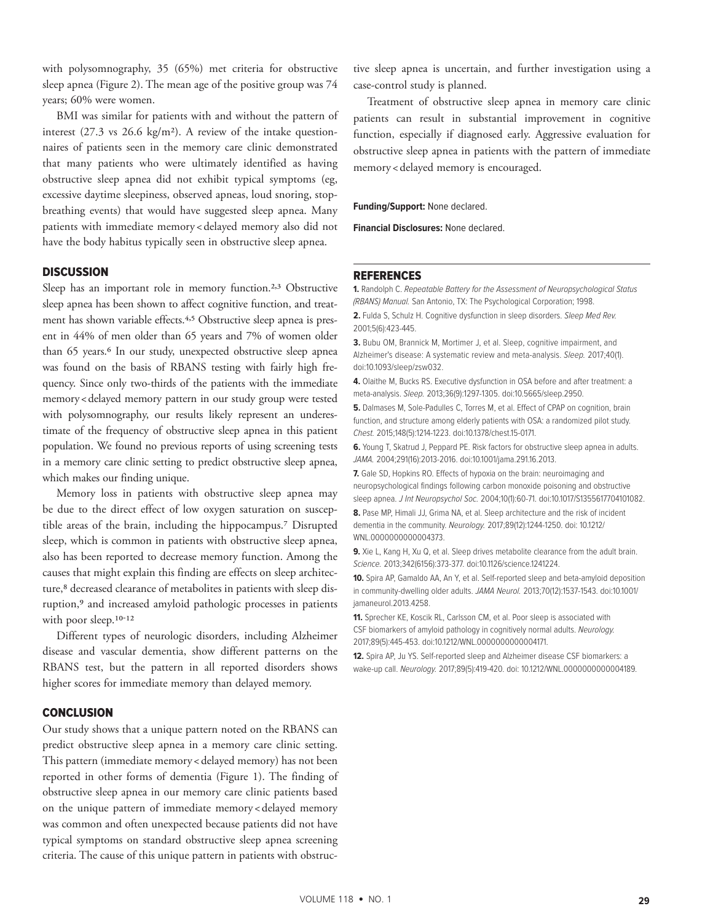with polysomnography, 35 (65%) met criteria for obstructive sleep apnea (Figure 2). The mean age of the positive group was 74 years; 60% were women.

BMI was similar for patients with and without the pattern of interest (27.3 vs 26.6 kg/m$^2$). A review of the intake questionnaires of patients seen in the memory care clinic demonstrated that many patients who were ultimately identified as having obstructive sleep apnea did not exhibit typical symptoms (eg, excessive daytime sleepiness, observed apneas, loud snoring, stop-breathing events) that would have suggested sleep apnea. Many patients with immediate memory < delayed memory also did not have the body habitus typically seen in obstructive sleep apnea.

## DISCUSSION

Sleep has an important role in memory function.[2,3] Obstructive sleep apnea has been shown to affect cognitive function, and treatment has shown variable effects.[4,5] Obstructive sleep apnea is present in 44% of men older than 65 years and 7% of women older than 65 years.[6] In our study, unexpected obstructive sleep apnea was found on the basis of RBANS testing with fairly high frequency. Since only two-thirds of the patients with the immediate memory < delayed memory pattern in our study group were tested with polysomnography, our results likely represent an underestimate of the frequency of obstructive sleep apnea in this patient population. We found no previous reports of using screening tests in a memory care clinic setting to predict obstructive sleep apnea, which makes our finding unique.

Memory loss in patients with obstructive sleep apnea may be due to the direct effect of low oxygen saturation on susceptible areas of the brain, including the hippocampus.[7] Disrupted sleep, which is common in patients with obstructive sleep apnea, also has been reported to decrease memory function. Among the causes that might explain this finding are effects on sleep architecture,[8] decreased clearance of metabolites in patients with sleep disruption,[9] and increased amyloid pathologic processes in patients with poor sleep.[10-12]

Different types of neurologic disorders, including Alzheimer disease and vascular dementia, show different patterns on the RBANS test, but the pattern in all reported disorders shows higher scores for immediate memory than delayed memory.

## CONCLUSION

Our study shows that a unique pattern noted on the RBANS can predict obstructive sleep apnea in a memory care clinic setting. This pattern (immediate memory < delayed memory) has not been reported in other forms of dementia (Figure 1). The finding of obstructive sleep apnea in our memory care clinic patients based on the unique pattern of immediate memory < delayed memory was common and often unexpected because patients did not have typical symptoms on standard obstructive sleep apnea screening criteria. The cause of this unique pattern in patients with obstructive sleep apnea is uncertain, and further investigation using a case-control study is planned.

Treatment of obstructive sleep apnea in memory care clinic patients can result in substantial improvement in cognitive function, especially if diagnosed early. Aggressive evaluation for obstructive sleep apnea in patients with the pattern of immediate memory < delayed memory is encouraged.

**Funding/Support:** None declared.

**Financial Disclosures:** None declared.

## REFERENCES

**1.** Randolph C. *Repeatable Battery for the Assessment of Neuropsychological Status (RBANS) Manual.* San Antonio, TX: The Psychological Corporation; 1998.

**2.** Fulda S, Schulz H. Cognitive dysfunction in sleep disorders. *Sleep Med Rev.* 2001;5(6):423-445.

**3.** Bubu OM, Brannick M, Mortimer J, et al. Sleep, cognitive impairment, and Alzheimer's disease: A systematic review and meta-analysis. *Sleep.* 2017;40(1). doi:10.1093/sleep/zsw032.

**4.** Olaithe M, Bucks RS. Executive dysfunction in OSA before and after treatment: a meta-analysis. *Sleep.* 2013;36(9):1297-1305. doi:10.5665/sleep.2950.

**5.** Dalmases M, Sole-Padulles C, Torres M, et al. Effect of CPAP on cognition, brain function, and structure among elderly patients with OSA: a randomized pilot study. *Chest.* 2015;148(5):1214-1223. doi:10.1378/chest.15-0171.

**6.** Young T, Skatrud J, Peppard PE. Risk factors for obstructive sleep apnea in adults. *JAMA.* 2004;291(16):2013-2016. doi:10.1001/jama.291.16.2013.

**7.** Gale SD, Hopkins RO. Effects of hypoxia on the brain: neuroimaging and neuropsychological findings following carbon monoxide poisoning and obstructive sleep apnea. *J Int Neuropsychol Soc.* 2004;10(1):60-71. doi:10.1017/S1355617704101082.

**8.** Pase MP, Himali JJ, Grima NA, et al. Sleep architecture and the risk of incident dementia in the community. *Neurology.* 2017;89(12):1244-1250. doi: 10.1212/WNL.0000000000004373.

**9.** Xie L, Kang H, Xu Q, et al. Sleep drives metabolite clearance from the adult brain. *Science.* 2013;342(6156):373-377. doi:10.1126/science.1241224.

**10.** Spira AP, Gamaldo AA, An Y, et al. Self-reported sleep and beta-amyloid deposition in community-dwelling older adults. *JAMA Neurol.* 2013;70(12):1537-1543. doi:10.1001/jamaneurol.2013.4258.

**11.** Sprecher KE, Koscik RL, Carlsson CM, et al. Poor sleep is associated with CSF biomarkers of amyloid pathology in cognitively normal adults. *Neurology.* 2017;89(5):445-453. doi:10.1212/WNL.0000000000004171.

**12.** Spira AP, Ju YS. Self-reported sleep and Alzheimer disease CSF biomarkers: a wake-up call. *Neurology.* 2017;89(5):419-420. doi: 10.1212/WNL.0000000000004189.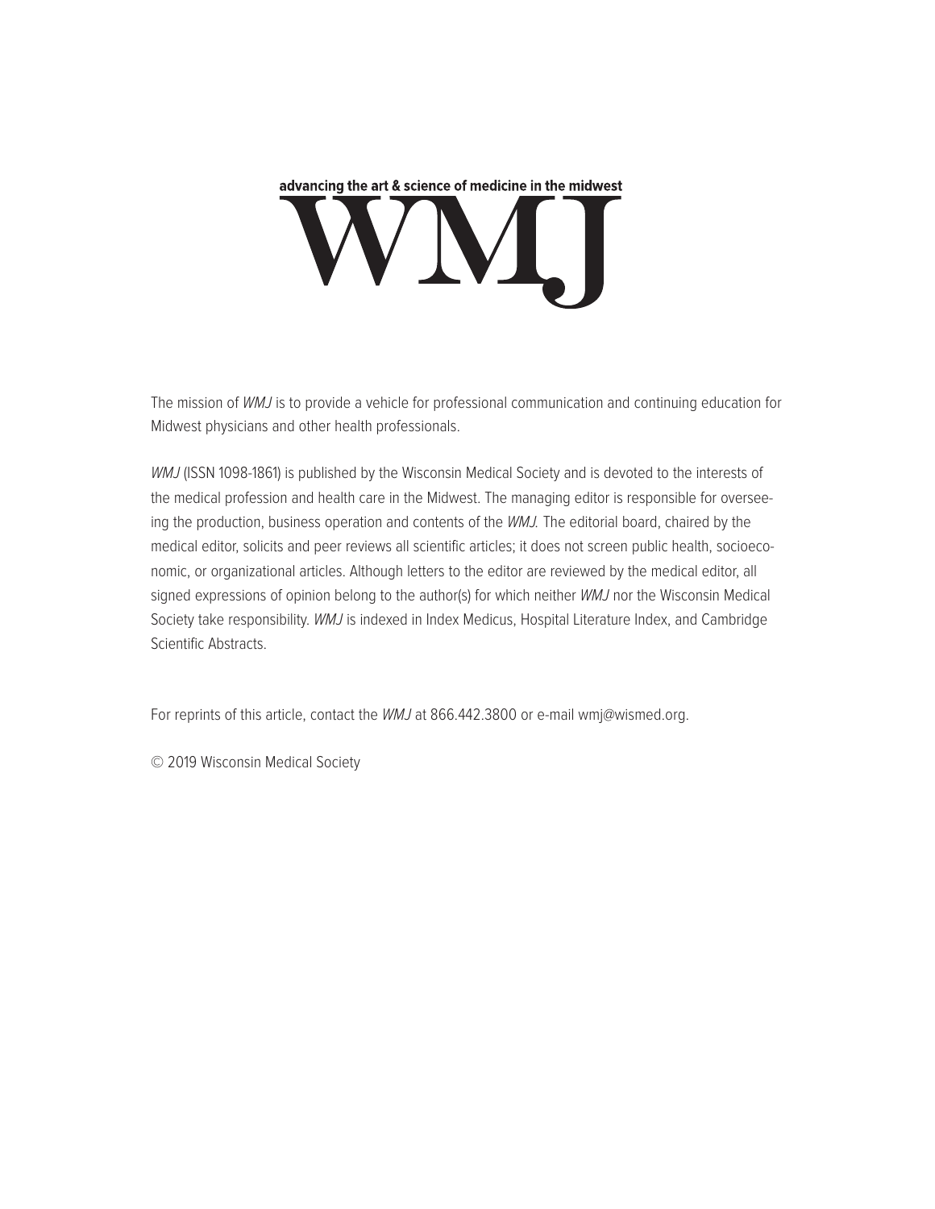advancing the art & science of medicine in the midwest

# WMJ

The mission of *WMJ* is to provide a vehicle for professional communication and continuing education for Midwest physicians and other health professionals.

*WMJ* (ISSN 1098-1861) is published by the Wisconsin Medical Society and is devoted to the interests of the medical profession and health care in the Midwest. The managing editor is responsible for overseeing the production, business operation and contents of the *WMJ*. The editorial board, chaired by the medical editor, solicits and peer reviews all scientific articles; it does not screen public health, socioeconomic, or organizational articles. Although letters to the editor are reviewed by the medical editor, all signed expressions of opinion belong to the author(s) for which neither *WMJ* nor the Wisconsin Medical Society take responsibility. *WMJ* is indexed in Index Medicus, Hospital Literature Index, and Cambridge Scientific Abstracts.

For reprints of this article, contact the *WMJ* at 866.442.3800 or e-mail wmj@wismed.org.

© 2019 Wisconsin Medical Society